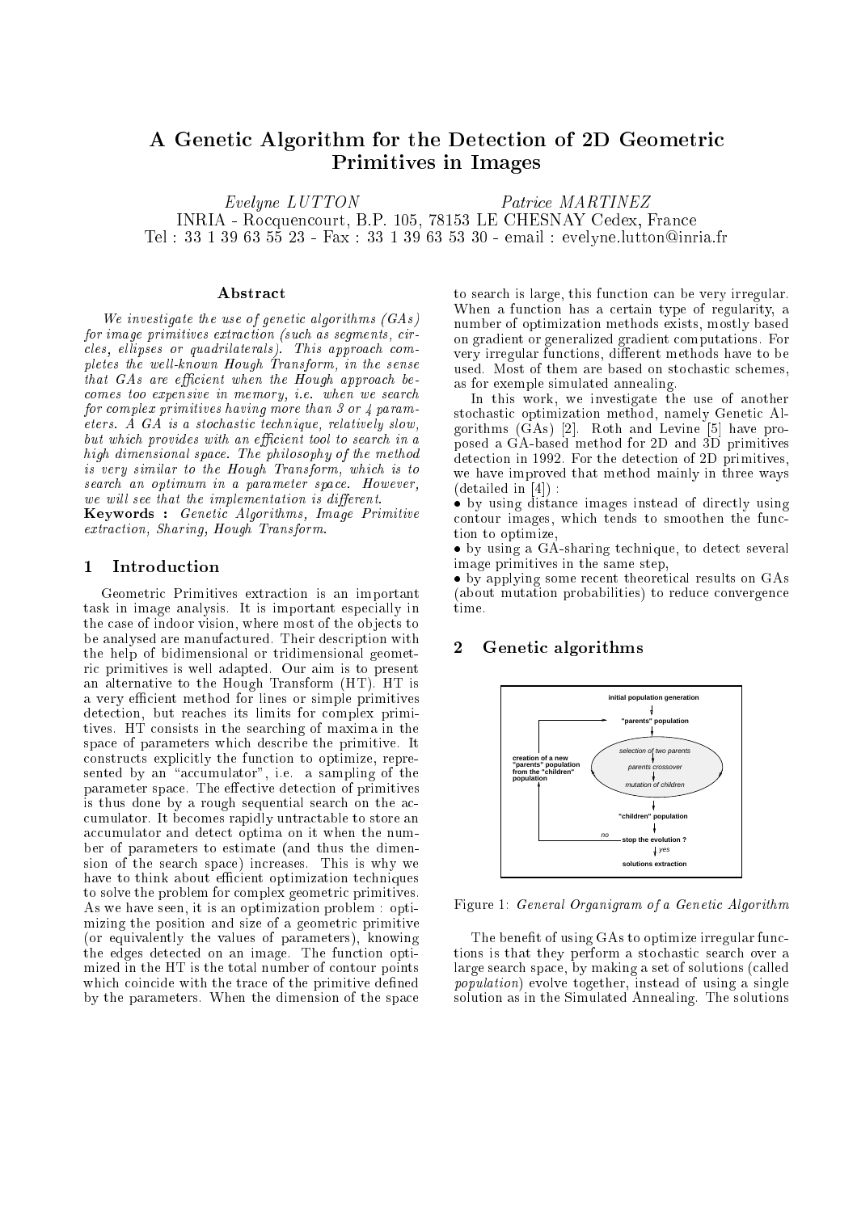# A Genetic Algorithm for the Detection of 2D Geometric Primitives in Images

*Evelyne LUTTON* *Patrice MARTINEZ*

INRIA - Rocquencourt, B.P. 105, 78153 LE CHESNAY Cedex, France

Tel : 33 1 39 63 55 23 - Fax : 33 1 39 63 53 30 - email : evelyne.lutton@inria.fr

### Abstract

*We investigate the use of genetic algorithms (GAs) for image primitives extraction (such as segments, circles, ellipses or quadrilaterals). This approach completes the well-known Hough Transform, in the sense that GAs are efficient when the Hough approach becomes too expensive in memory, i.e. when we search for complex primitives having more than 3 or 4 parameters. A GA is a stochastic technique, relatively slow, but which provides with an efficient tool to search in a high dimensional space. The philosophy of the method is very similar to the Hough Transform, which is to search an optimum in a parameter space. However, we will see that the implementation is different.*

**Keywords :** *Genetic Algorithms, Image Primitive extraction, Sharing, Hough Transform.*

## 1 Introduction

Geometric Primitives extraction is an important task in image analysis. It is important especially in the case of indoor vision, where most of the objects to be analysed are manufactured. Their description with the help of bidimensional or tridimensional geometric primitives is well adapted. Our aim is to present an alternative to the Hough Transform (HT). HT is a very efficient method for lines or simple primitives detection, but reaches its limits for complex primitives. HT consists in the searching of maxima in the space of parameters which describe the primitive. It constructs explicitly the function to optimize, represented by an "accumulator", i.e. a sampling of the parameter space. The effective detection of primitives is thus done by a rough sequential search on the accumulator. It becomes rapidly untractable to store an accumulator and detect optima on it when the number of parameters to estimate (and thus the dimension of the search space) increases. This is why we have to think about efficient optimization techniques to solve the problem for complex geometric primitives. As we have seen, it is an optimization problem : optimizing the position and size of a geometric primitive (or equivalently the values of parameters), knowing the edges detected on an image. The function optimized in the HT is the total number of contour points which coincide with the trace of the primitive defined by the parameters. When the dimension of the space to search is large, this function can be very irregular. When a function has a certain type of regularity, a number of optimization methods exists, mostly based on gradient or generalized gradient computations. For very irregular functions, different methods have to be used. Most of them are based on stochastic schemes, as for exemple simulated annealing.

In this work, we investigate the use of another stochastic optimization method, namely Genetic Algorithms (GAs) [2]. Roth and Levine [5] have proposed a GA-based method for 2D and 3D primitives detection in 1992. For the detection of 2D primitives, we have improved that method mainly in three ways (detailed in [4]) :

- by using distance images instead of directly using contour images, which tends to smoothen the function to optimize,
- by using a GA-sharing technique, to detect several image primitives in the same step,
- by applying some recent theoretical results on GAs (about mutation probabilities) to reduce convergence time.

## 2 Genetic algorithms

initial population generation

"parents" population

selection of two parents

parents crossover

mutation of children

creation of a new "parents" population from the "children" population

"children" population

no

stop the evolution ?

yes

solutions extraction

Figure 1: *General Organigram of a Genetic Algorithm*

The benefit of using GAs to optimize irregular functions is that they perform a stochastic search over a large search space, by making a set of solutions (called *population*) evolve together, instead of using a single solution as in the Simulated Annealing. The solutions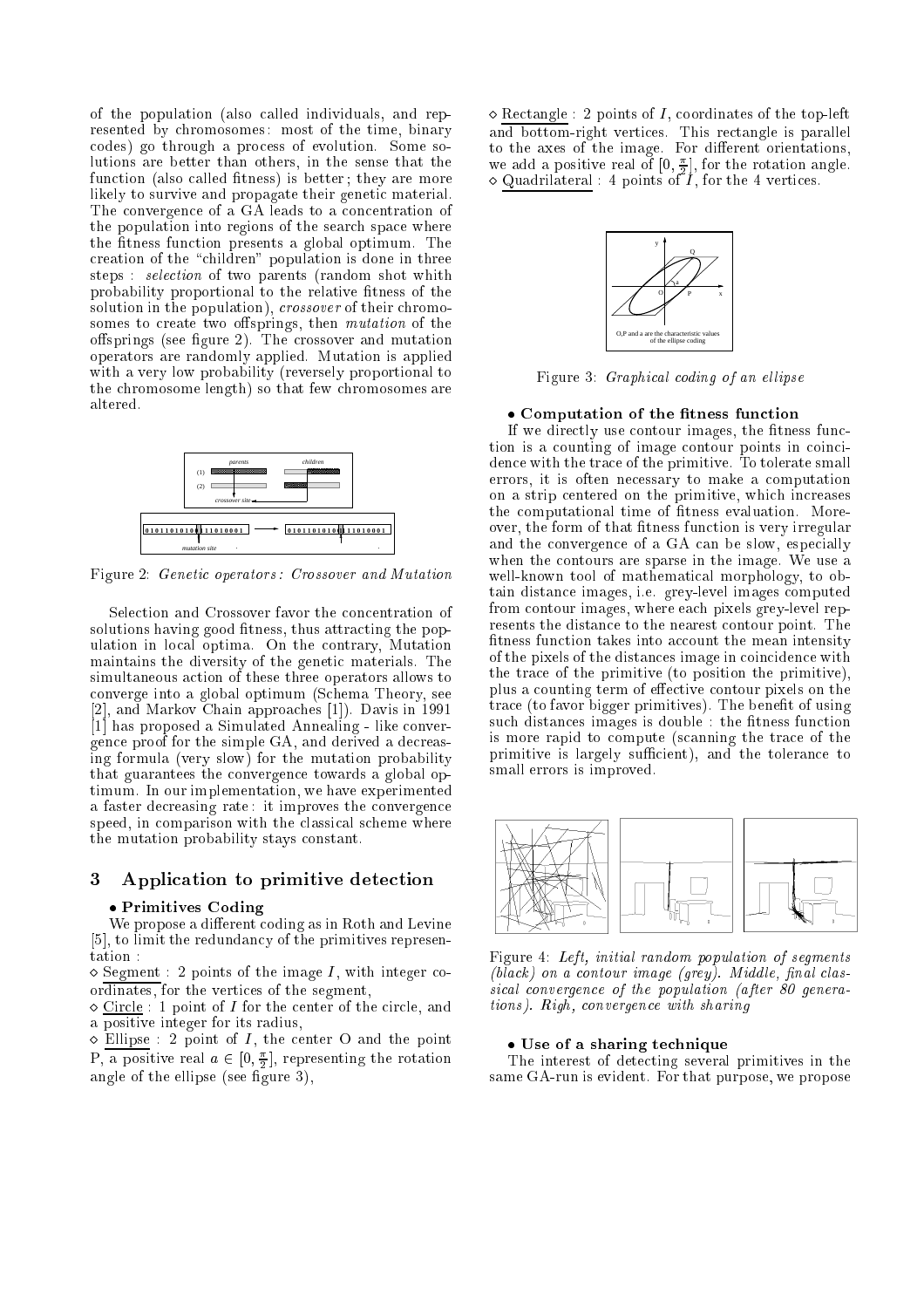of the population (also called individuals, and represented by chromosomes: most of the time, binary codes) go through a process of evolution. Some solutions are better than others, in the sense that the function (also called fitness) is better; they are more likely to survive and propagate their genetic material. The convergence of a GA leads to a concentration of the population into regions of the search space where the fitness function presents a global optimum. The creation of the "children" population is done in three steps : *selection* of two parents (random shot whith probability proportional to the relative fitness of the solution in the population), *crossover* of their chromosomes to create two offsprings, then *mutation* of the offsprings (see figure 2). The crossover and mutation operators are randomly applied. Mutation is applied with a very low probability (reversely proportional to the chromosome length) so that few chromosomes are altered.

Figure 2: *Genetic operators: Crossover and Mutation*

Selection and Crossover favor the concentration of solutions having good fitness, thus attracting the population in local optima. On the contrary, Mutation maintains the diversity of the genetic materials. The simultaneous action of these three operators allows to converge into a global optimum (Schema Theory, see [2], and Markov Chain approaches [1]). Davis in 1991 [1] has proposed a Simulated Annealing - like convergence proof for the simple GA, and derived a decreasing formula (very slow) for the mutation probability that guarantees the convergence towards a global optimum. In our implementation, we have experimented a faster decreasing rate: it improves the convergence speed, in comparison with the classical scheme where the mutation probability stays constant.

## 3 Application to primitive detection

**• Primitives Coding**

We propose a different coding as in Roth and Levine [5], to limit the redundancy of the primitives representation :

$\diamond$ Segment : 2 points of the image $I$, with integer coordinates, for the vertices of the segment,

$\diamond$ Circle : 1 point of $I$ for the center of the circle, and a positive integer for its radius,

$\diamond$ Ellipse : 2 point of $I$, the center O and the point P, a positive real $a \in [0, \frac{\pi}{2}]$, representing the rotation angle of the ellipse (see figure 3),

$\diamond$ Rectangle : 2 points of $I$, coordinates of the top-left and bottom-right vertices. This rectangle is parallel to the axes of the image. For different orientations, we add a positive real of $[0, \frac{\pi}{2}]$, for the rotation angle.

$\diamond$ Quadrilateral : 4 points of $I$, for the 4 vertices.

Figure 3: *Graphical coding of an ellipse*

**• Computation of the fitness function**

If we directly use contour images, the fitness function is a counting of image contour points in coincidence with the trace of the primitive. To tolerate small errors, it is often necessary to make a computation on a strip centered on the primitive, which increases the computational time of fitness evaluation. Moreover, the form of that fitness function is very irregular and the convergence of a GA can be slow, especially when the contours are sparse in the image. We use a well-known tool of mathematical morphology, to obtain distance images, i.e. grey-level images computed from contour images, where each pixels grey-level represents the distance to the nearest contour point. The fitness function takes into account the mean intensity of the pixels of the distances image in coincidence with the trace of the primitive (to position the primitive), plus a counting term of effective contour pixels on the trace (to favor bigger primitives). The benefit of using such distances images is double : the fitness function is more rapid to compute (scanning the trace of the primitive is largely sufficient), and the tolerance to small errors is improved.

Figure 4: *Left, initial random population of segments (black) on a contour image (grey). Middle, final classical convergence of the population (after 80 generations). Righ, convergence with sharing*

**• Use of a sharing technique**

The interest of detecting several primitives in the same GA-run is evident. For that purpose, we propose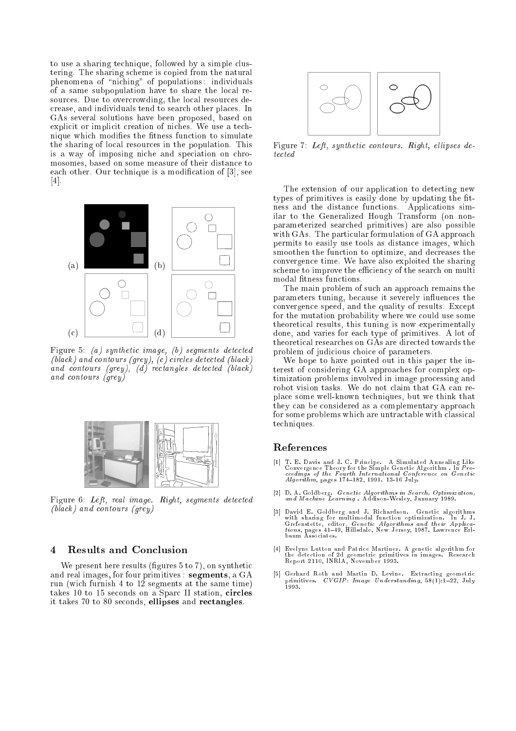to use a sharing technique, followed by a simple clustering. The sharing scheme is copied from the natural phenomena of "niching" of populations: individuals of a same subpopulation have to share the local resources. Due to overcrowding, the local resources decrease, and individuals tend to search other places. In GAs several solutions have been proposed, based on explicit or implicit creation of niches. We use a technique which modifies the fitness function to simulate the sharing of local resources in the population. This is a way of imposing niche and speciation on chromosomes, based on some measure of their distance to each other. Our technique is a modification of [3], see [4].

(a) (b) (c) (d)

Figure 5: *(a) synthetic image, (b) segments detected (black) and contours (grey), (c) circles detected (black) and contours (grey), (d) rectangles detected (black) and contours (grey)*

Figure 6: *Left, real image. Right, segments detected (black) and contours (grey)*

## 4 Results and Conclusion

We present here results (figures 5 to 7), on synthetic and real images, for four primitives : **segments**, a GA run (wich furnish 4 to 12 segments at the same time) takes 10 to 15 seconds on a Sparc II station, **circles** it takes 70 to 80 seconds, **ellipses** and **rectangles**.

Figure 7: *Left, synthetic contours. Right, ellipses detected*

The extension of our application to detecting new types of primitives is easily done by updating the fitness and the distance functions. Applications similar to the Generalized Hough Transform (on non-parameterized searched primitives) are also possible with GAs. The particular formulation of GA approach permits to easily use tools as distance images, which smoothen the function to optimize, and decreases the convergence time. We have also exploited the sharing scheme to improve the efficiency of the search on multi modal fitness functions.

The main problem of such an approach remains the parameters tuning, because it severely influences the convergence speed, and the quality of results. Except for the mutation probability where we could use some theoretical results, this tuning is now experimentally done, and varies for each type of primitives. A lot of theoretical researches on GAs are directed towards the problem of judicious choice of parameters.

We hope to have pointed out in this paper the interest of considering GA approaches for complex optimization problems involved in image processing and robot vision tasks. We do not claim that GA can replace some well-known techniques, but we think that they can be considered as a complementary approach for some problems which are untractable with classical techniques.

## References

[1] T. E. Davis and J. C. Principe. A Simulated Annealing Like Convergence Theory for the Simple Genetic Algorithm . In *Proceedings of the Fourth International Conference on Genetic Algorithm*, pages 174–182, 1991. 13-16 July.

[2] D. A. Goldberg. *Genetic Algorithms in Search, Optimization, and Machine Learning* . Addison-Wesley, January 1989.

[3] David E. Goldberg and J. Richardson. Genetic algorithms with sharing for multimodal function optimization. In J. J. Grefenstette, editor, *Genetic Algorithms and their Applications*, pages 41–49, Hillsdale, New Jersey, 1987. Lawrence Erlbaum Associates.

[4] Evelyne Lutton and Patrice Martinez. A genetic algorithm for the detection of 2d geometric primitives in images. Research Report 2110, INRIA, November 1993.

[5] Gerhard Roth and Martin D. Levine. Extracting geometric primitives. *CVGIP: Image Understanding*, 58(1):1–22, July 1993.